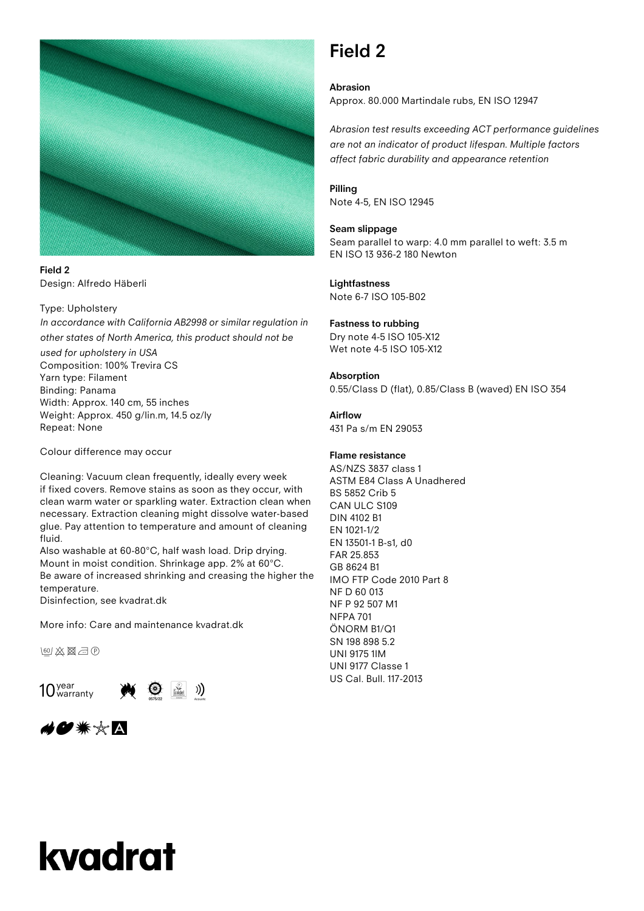# Field 2

**Field 2**
Design: Alfredo Häberli

Type: Upholstery
*In accordance with California AB2998 or similar regulation in other states of North America, this product should not be used for upholstery in USA*
Composition: 100% Trevira CS
Yarn type: Filament
Binding: Panama
Width: Approx. 140 cm, 55 inches
Weight: Approx. 450 g/lin.m, 14.5 oz/ly
Repeat: None

Colour difference may occur

Cleaning: Vacuum clean frequently, ideally every week if fixed covers. Remove stains as soon as they occur, with clean warm water or sparkling water. Extraction clean when necessary. Extraction cleaning might dissolve water-based glue. Pay attention to temperature and amount of cleaning fluid.
Also washable at 60-80°C, half wash load. Drip drying.
Mount in moist condition. Shrinkage app. 2% at 60°C.
Be aware of increased shrinking and creasing the higher the temperature.
Disinfection, see kvadrat.dk

More info: Care and maintenance kvadrat.dk

10 year warranty

**Abrasion**
Approx. 80.000 Martindale rubs, EN ISO 12947

*Abrasion test results exceeding ACT performance guidelines are not an indicator of product lifespan. Multiple factors affect fabric durability and appearance retention*

**Pilling**
Note 4-5, EN ISO 12945

**Seam slippage**
Seam parallel to warp: 4.0 mm parallel to weft: 3.5 m
EN ISO 13 936-2 180 Newton

**Lightfastness**
Note 6-7 ISO 105-B02

**Fastness to rubbing**
Dry note 4-5 ISO 105-X12
Wet note 4-5 ISO 105-X12

**Absorption**
0.55/Class D (flat), 0.85/Class B (waved) EN ISO 354

**Airflow**
431 Pa s/m EN 29053

**Flame resistance**
AS/NZS 3837 class 1
ASTM E84 Class A Unadhered
BS 5852 Crib 5
CAN ULC S109
DIN 4102 B1
EN 1021-1/2
EN 13501-1 B-s1, d0
FAR 25.853
GB 8624 B1
IMO FTP Code 2010 Part 8
NF D 60 013
NF P 92 507 M1
NFPA 701
ÖNORM B1/Q1
SN 198 898 5.2
UNI 9175 1IM
UNI 9177 Classe 1
US Cal. Bull. 117-2013

kvadrat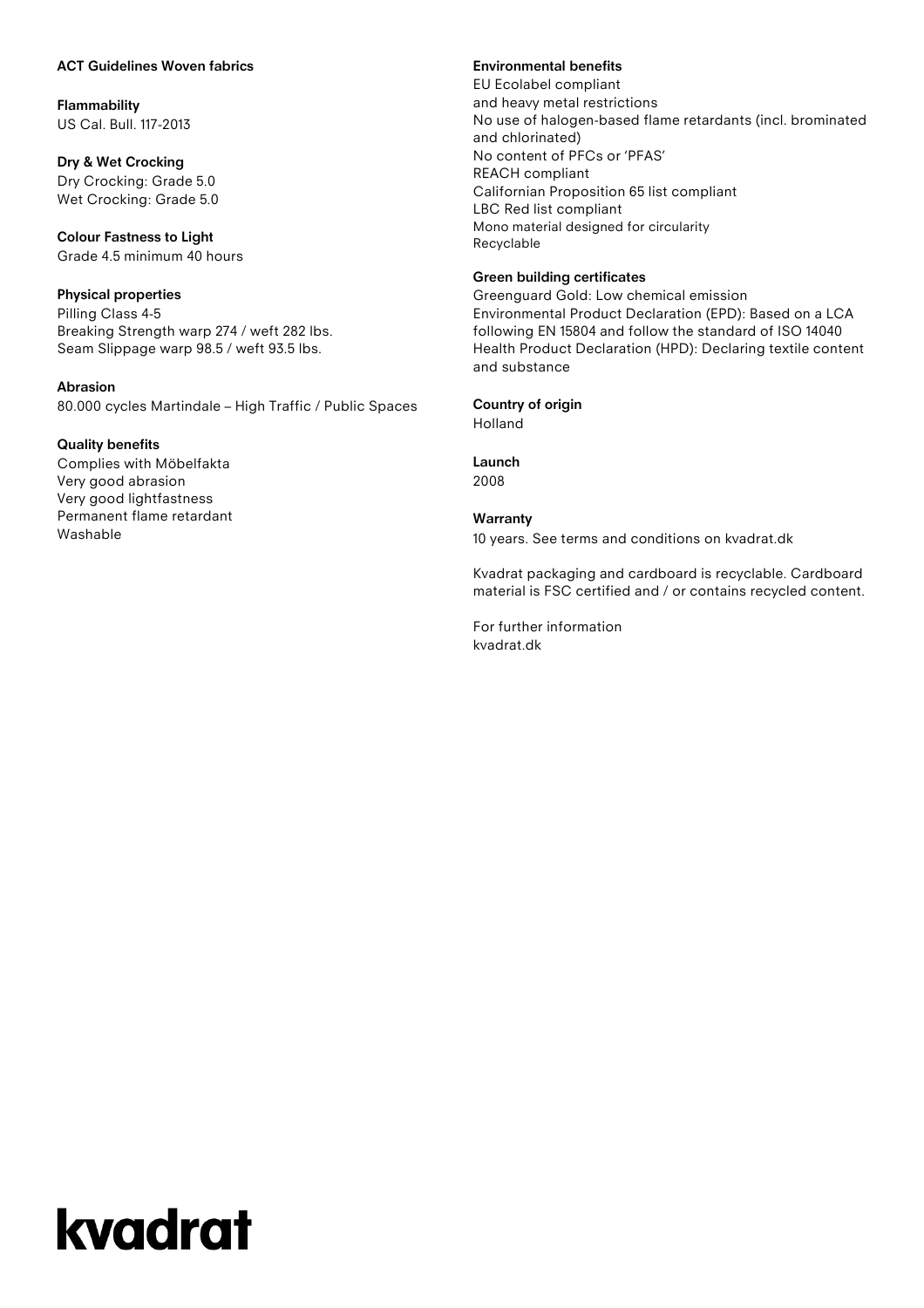**ACT Guidelines Woven fabrics**

**Flammability**
US Cal. Bull. 117-2013

**Dry & Wet Crocking**
Dry Crocking: Grade 5.0
Wet Crocking: Grade 5.0

**Colour Fastness to Light**
Grade 4.5 minimum 40 hours

**Physical properties**
Pilling Class 4-5
Breaking Strength warp 274 / weft 282 lbs.
Seam Slippage warp 98.5 / weft 93.5 lbs.

**Abrasion**
80.000 cycles Martindale – High Traffic / Public Spaces

**Quality benefits**
Complies with Möbelfakta
Very good abrasion
Very good lightfastness
Permanent flame retardant
Washable

**Environmental benefits**
EU Ecolabel compliant
and heavy metal restrictions
No use of halogen-based flame retardants (incl. brominated and chlorinated)
No content of PFCs or 'PFAS'
REACH compliant
Californian Proposition 65 list compliant
LBC Red list compliant
Mono material designed for circularity
Recyclable

**Green building certificates**
Greenguard Gold: Low chemical emission
Environmental Product Declaration (EPD): Based on a LCA following EN 15804 and follow the standard of ISO 14040
Health Product Declaration (HPD): Declaring textile content and substance

**Country of origin**
Holland

**Launch**
2008

**Warranty**
10 years. See terms and conditions on kvadrat.dk

Kvadrat packaging and cardboard is recyclable. Cardboard material is FSC certified and / or contains recycled content.

For further information
kvadrat.dk

kvadrat